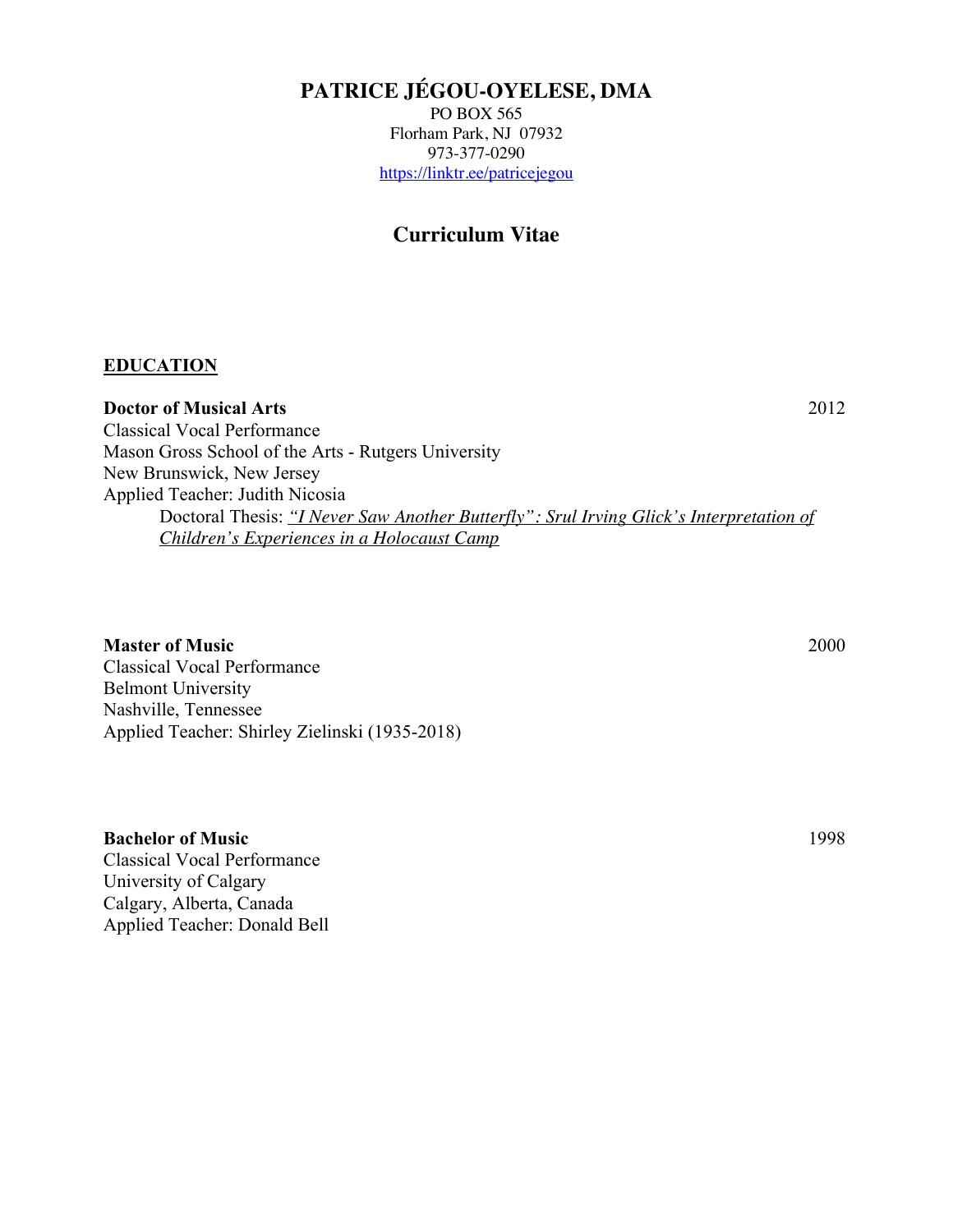# PATRICE JÉGOU-OYELESE, DMA

PO BOX 565
Florham Park, NJ 07932
973-377-0290
https://linktr.ee/patricejegou

## Curriculum Vitae

### EDUCATION

**Doctor of Musical Arts** 2012
Classical Vocal Performance
Mason Gross School of the Arts - Rutgers University
New Brunswick, New Jersey
Applied Teacher: Judith Nicosia

Doctoral Thesis: *"I Never Saw Another Butterfly": Srul Irving Glick's Interpretation of Children's Experiences in a Holocaust Camp*

**Master of Music** 2000
Classical Vocal Performance
Belmont University
Nashville, Tennessee
Applied Teacher: Shirley Zielinski (1935-2018)

**Bachelor of Music** 1998
Classical Vocal Performance
University of Calgary
Calgary, Alberta, Canada
Applied Teacher: Donald Bell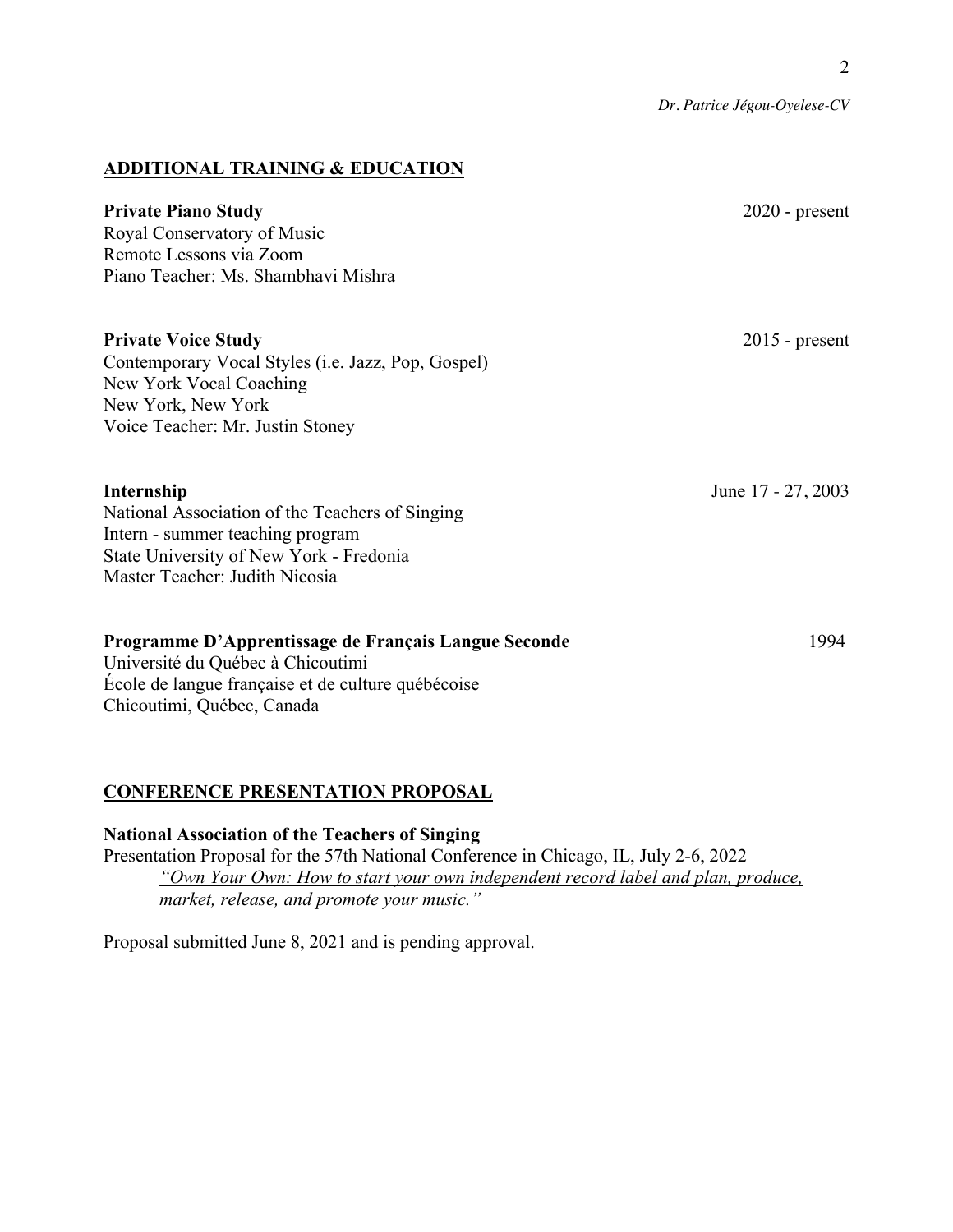## ADDITIONAL TRAINING & EDUCATION

**Private Piano Study** 2020 - present
Royal Conservatory of Music
Remote Lessons via Zoom
Piano Teacher: Ms. Shambhavi Mishra

**Private Voice Study** 2015 - present
Contemporary Vocal Styles (i.e. Jazz, Pop, Gospel)
New York Vocal Coaching
New York, New York
Voice Teacher: Mr. Justin Stoney

**Internship** June 17 - 27, 2003
National Association of the Teachers of Singing
Intern - summer teaching program
State University of New York - Fredonia
Master Teacher: Judith Nicosia

**Programme D'Apprentissage de Français Langue Seconde** 1994
Université du Québec à Chicoutimi
École de langue française et de culture québécoise
Chicoutimi, Québec, Canada

## CONFERENCE PRESENTATION PROPOSAL

**National Association of the Teachers of Singing**
Presentation Proposal for the 57th National Conference in Chicago, IL, July 2-6, 2022
*"Own Your Own: How to start your own independent record label and plan, produce, market, release, and promote your music."*

Proposal submitted June 8, 2021 and is pending approval.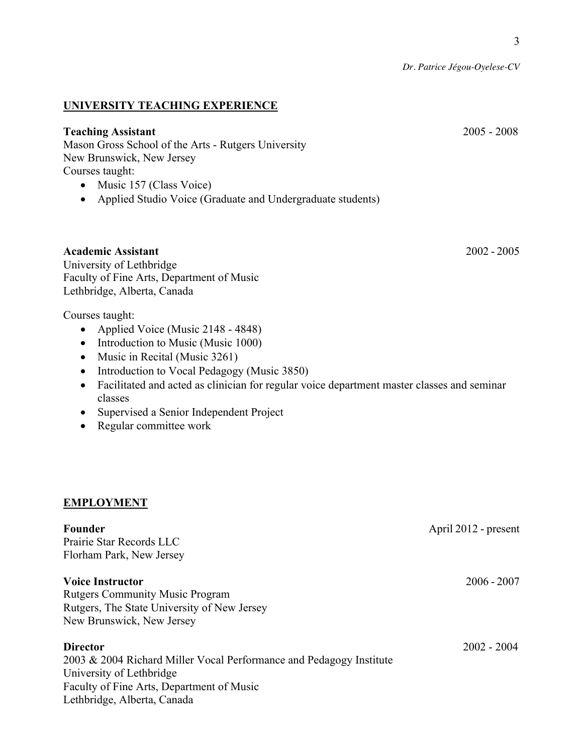## UNIVERSITY TEACHING EXPERIENCE

**Teaching Assistant** 2005 - 2008
Mason Gross School of the Arts - Rutgers University
New Brunswick, New Jersey
Courses taught:

- Music 157 (Class Voice)
- Applied Studio Voice (Graduate and Undergraduate students)

**Academic Assistant** 2002 - 2005
University of Lethbridge
Faculty of Fine Arts, Department of Music
Lethbridge, Alberta, Canada

Courses taught:

- Applied Voice (Music 2148 - 4848)
- Introduction to Music (Music 1000)
- Music in Recital (Music 3261)
- Introduction to Vocal Pedagogy (Music 3850)
- Facilitated and acted as clinician for regular voice department master classes and seminar classes
- Supervised a Senior Independent Project
- Regular committee work

## EMPLOYMENT

**Founder** April 2012 - present
Prairie Star Records LLC
Florham Park, New Jersey

**Voice Instructor** 2006 - 2007
Rutgers Community Music Program
Rutgers, The State University of New Jersey
New Brunswick, New Jersey

**Director** 2002 - 2004
2003 & 2004 Richard Miller Vocal Performance and Pedagogy Institute
University of Lethbridge
Faculty of Fine Arts, Department of Music
Lethbridge, Alberta, Canada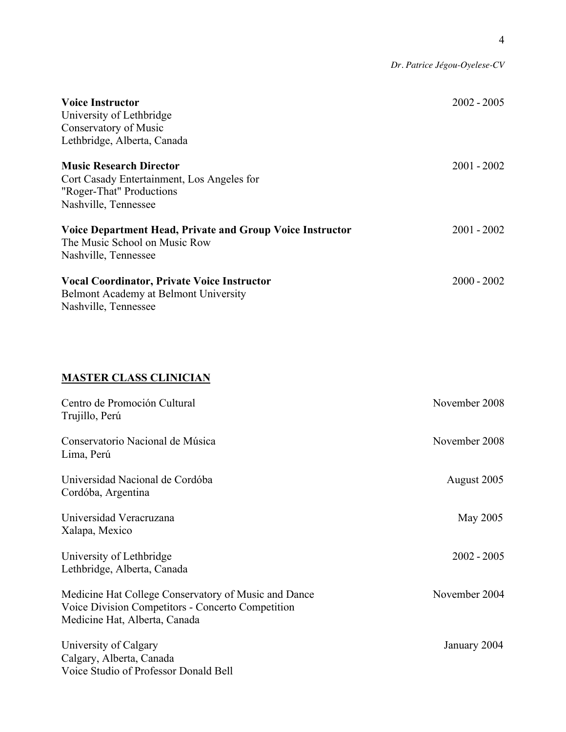**Voice Instructor** 2002 - 2005
University of Lethbridge
Conservatory of Music
Lethbridge, Alberta, Canada

**Music Research Director** 2001 - 2002
Cort Casady Entertainment, Los Angeles for
"Roger-That" Productions
Nashville, Tennessee

**Voice Department Head, Private and Group Voice Instructor** 2001 - 2002
The Music School on Music Row
Nashville, Tennessee

**Vocal Coordinator, Private Voice Instructor** 2000 - 2002
Belmont Academy at Belmont University
Nashville, Tennessee

## MASTER CLASS CLINICIAN

Centro de Promoción Cultural November 2008
Trujillo, Perú

Conservatorio Nacional de Música November 2008
Lima, Perú

Universidad Nacional de Cordóba August 2005
Cordóba, Argentina

Universidad Veracruzana May 2005
Xalapa, Mexico

University of Lethbridge 2002 - 2005
Lethbridge, Alberta, Canada

Medicine Hat College Conservatory of Music and Dance November 2004
Voice Division Competitors - Concerto Competition
Medicine Hat, Alberta, Canada

University of Calgary January 2004
Calgary, Alberta, Canada
Voice Studio of Professor Donald Bell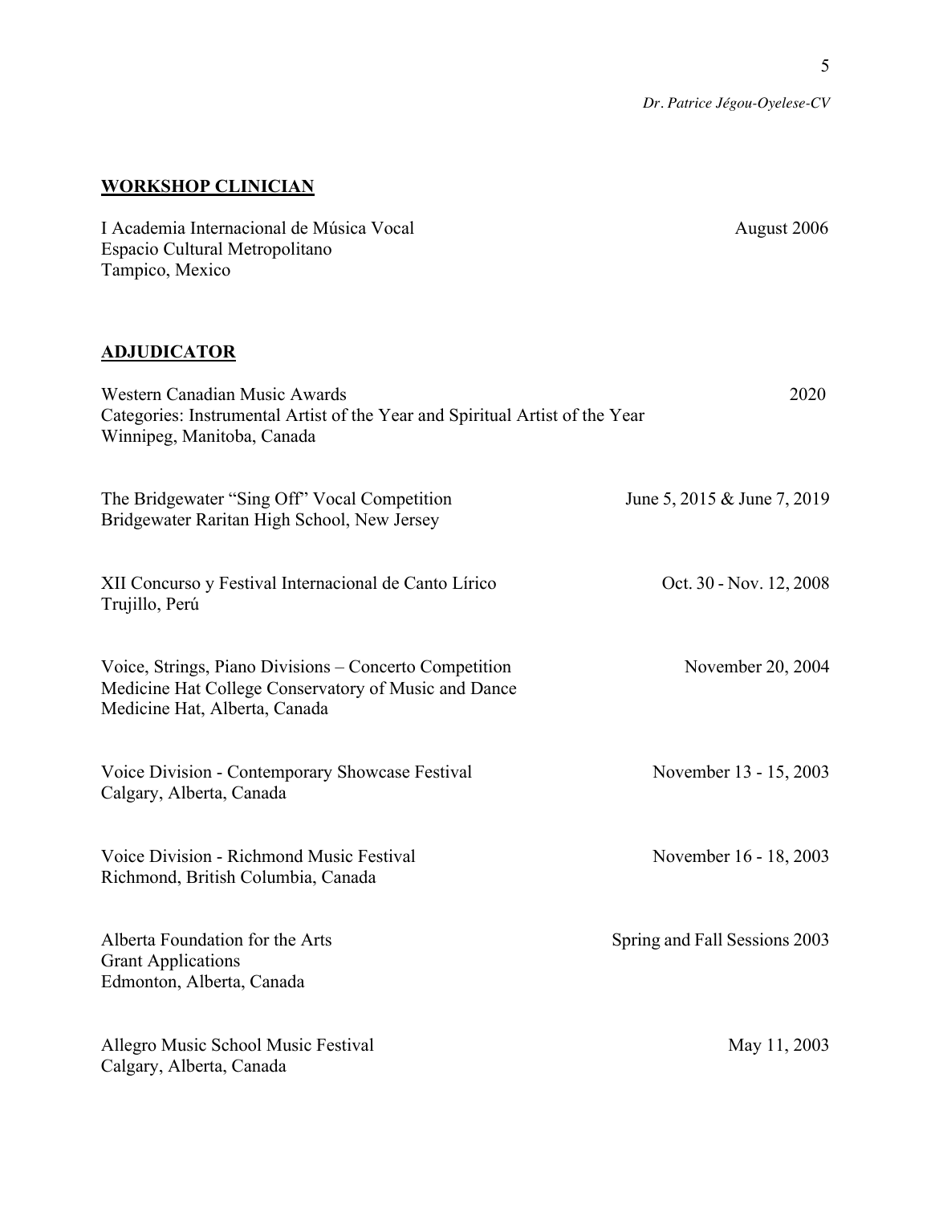## WORKSHOP CLINICIAN

I Academia Internacional de Música Vocal — August 2006
Espacio Cultural Metropolitano
Tampico, Mexico

## ADJUDICATOR

Western Canadian Music Awards — 2020
Categories: Instrumental Artist of the Year and Spiritual Artist of the Year
Winnipeg, Manitoba, Canada

The Bridgewater "Sing Off" Vocal Competition — June 5, 2015 & June 7, 2019
Bridgewater Raritan High School, New Jersey

XII Concurso y Festival Internacional de Canto Lírico — Oct. 30 - Nov. 12, 2008
Trujillo, Perú

Voice, Strings, Piano Divisions – Concerto Competition — November 20, 2004
Medicine Hat College Conservatory of Music and Dance
Medicine Hat, Alberta, Canada

Voice Division - Contemporary Showcase Festival — November 13 - 15, 2003
Calgary, Alberta, Canada

Voice Division - Richmond Music Festival — November 16 - 18, 2003
Richmond, British Columbia, Canada

Alberta Foundation for the Arts — Spring and Fall Sessions 2003
Grant Applications
Edmonton, Alberta, Canada

Allegro Music School Music Festival — May 11, 2003
Calgary, Alberta, Canada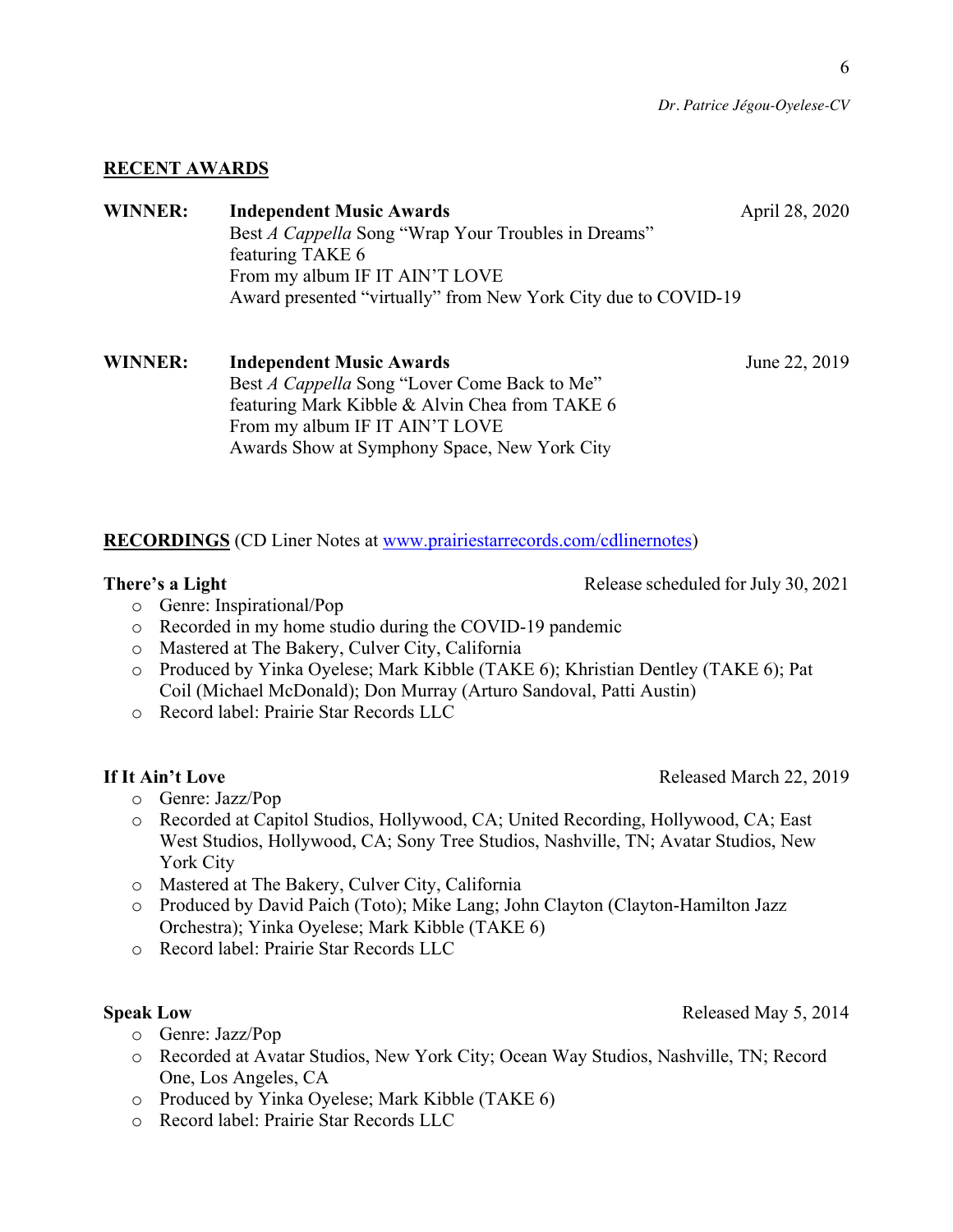## RECENT AWARDS

**WINNER:** **Independent Music Awards** — April 28, 2020

Best *A Cappella* Song "Wrap Your Troubles in Dreams"
featuring TAKE 6
From my album IF IT AIN'T LOVE
Award presented "virtually" from New York City due to COVID-19

**WINNER:** **Independent Music Awards** — June 22, 2019

Best *A Cappella* Song "Lover Come Back to Me"
featuring Mark Kibble & Alvin Chea from TAKE 6
From my album IF IT AIN'T LOVE
Awards Show at Symphony Space, New York City

## RECORDINGS (CD Liner Notes at [www.prairiestarrecords.com/cdlinernotes](www.prairiestarrecords.com/cdlinernotes))

**There's a Light** — Release scheduled for July 30, 2021

- Genre: Inspirational/Pop
- Recorded in my home studio during the COVID-19 pandemic
- Mastered at The Bakery, Culver City, California
- Produced by Yinka Oyelese; Mark Kibble (TAKE 6); Khristian Dentley (TAKE 6); Pat Coil (Michael McDonald); Don Murray (Arturo Sandoval, Patti Austin)
- Record label: Prairie Star Records LLC

**If It Ain't Love** — Released March 22, 2019

- Genre: Jazz/Pop
- Recorded at Capitol Studios, Hollywood, CA; United Recording, Hollywood, CA; East West Studios, Hollywood, CA; Sony Tree Studios, Nashville, TN; Avatar Studios, New York City
- Mastered at The Bakery, Culver City, California
- Produced by David Paich (Toto); Mike Lang; John Clayton (Clayton-Hamilton Jazz Orchestra); Yinka Oyelese; Mark Kibble (TAKE 6)
- Record label: Prairie Star Records LLC

**Speak Low** — Released May 5, 2014

- Genre: Jazz/Pop
- Recorded at Avatar Studios, New York City; Ocean Way Studios, Nashville, TN; Record One, Los Angeles, CA
- Produced by Yinka Oyelese; Mark Kibble (TAKE 6)
- Record label: Prairie Star Records LLC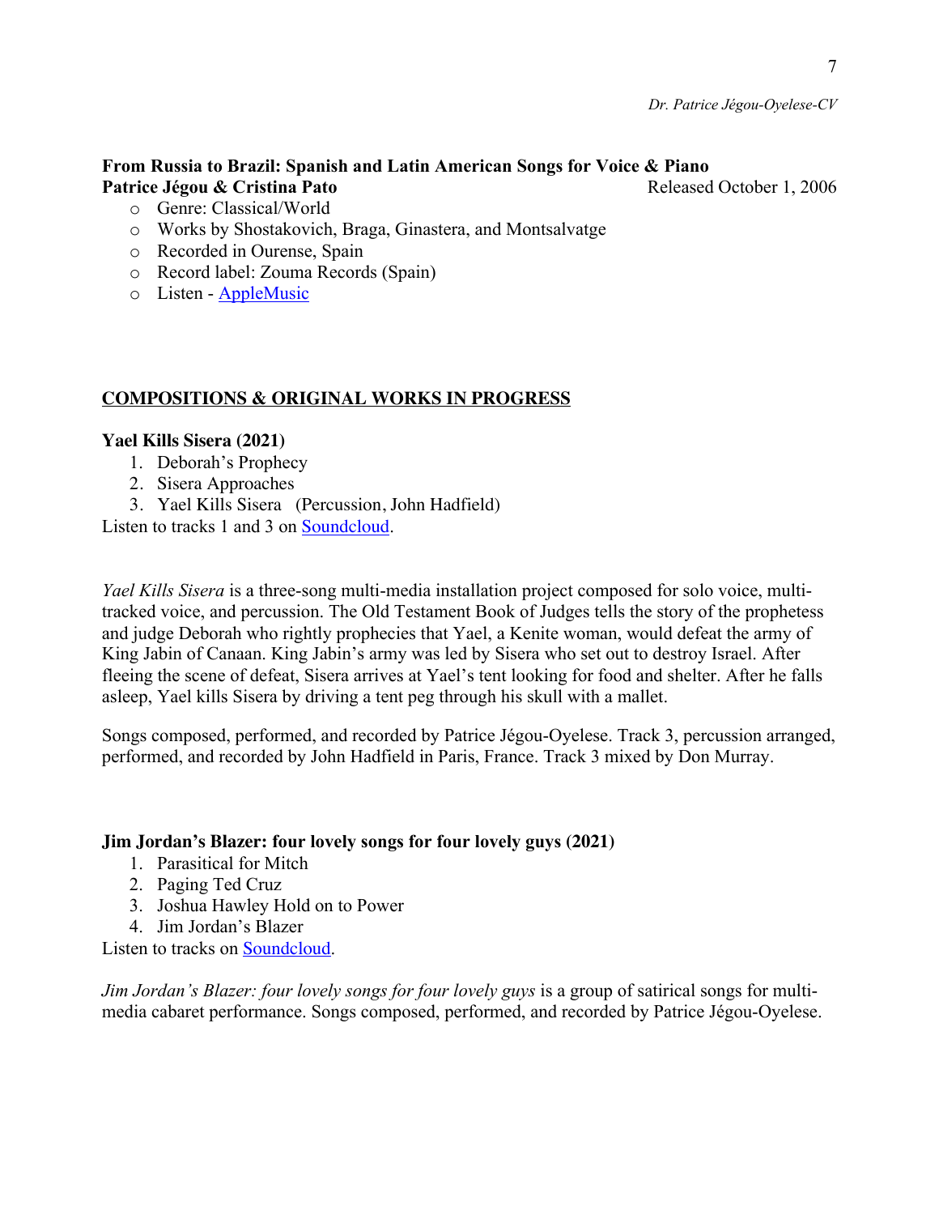**From Russia to Brazil: Spanish and Latin American Songs for Voice & Piano**
**Patrice Jégou & Cristina Pato** Released October 1, 2006

- Genre: Classical/World
- Works by Shostakovich, Braga, Ginastera, and Montsalvatge
- Recorded in Ourense, Spain
- Record label: Zouma Records (Spain)
- Listen - AppleMusic

## COMPOSITIONS & ORIGINAL WORKS IN PROGRESS

**Yael Kills Sisera (2021)**

1. Deborah's Prophecy
2. Sisera Approaches
3. Yael Kills Sisera (Percussion, John Hadfield)

Listen to tracks 1 and 3 on Soundcloud.

*Yael Kills Sisera* is a three-song multi-media installation project composed for solo voice, multi-tracked voice, and percussion. The Old Testament Book of Judges tells the story of the prophetess and judge Deborah who rightly prophecies that Yael, a Kenite woman, would defeat the army of King Jabin of Canaan. King Jabin's army was led by Sisera who set out to destroy Israel. After fleeing the scene of defeat, Sisera arrives at Yael's tent looking for food and shelter. After he falls asleep, Yael kills Sisera by driving a tent peg through his skull with a mallet.

Songs composed, performed, and recorded by Patrice Jégou-Oyelese. Track 3, percussion arranged, performed, and recorded by John Hadfield in Paris, France. Track 3 mixed by Don Murray.

**Jim Jordan's Blazer: four lovely songs for four lovely guys (2021)**

1. Parasitical for Mitch
2. Paging Ted Cruz
3. Joshua Hawley Hold on to Power
4. Jim Jordan's Blazer

Listen to tracks on Soundcloud.

*Jim Jordan's Blazer: four lovely songs for four lovely guys* is a group of satirical songs for multi-media cabaret performance. Songs composed, performed, and recorded by Patrice Jégou-Oyelese.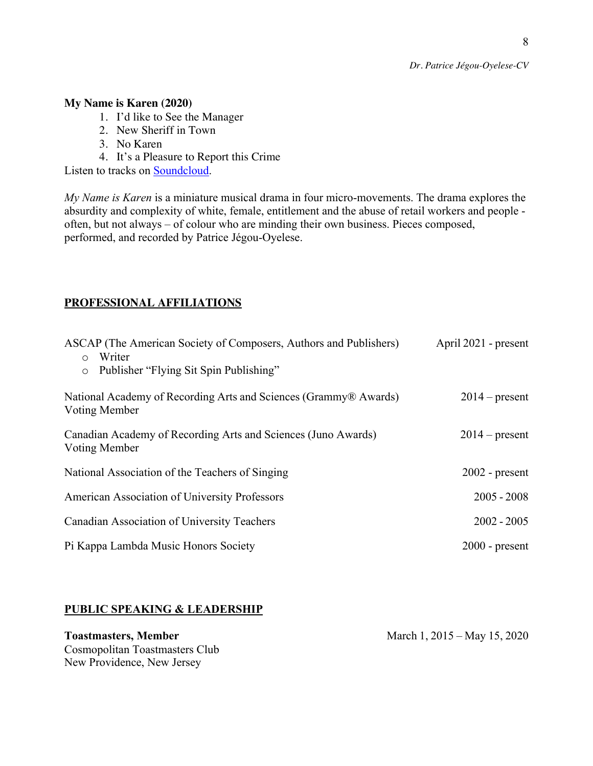**My Name is Karen (2020)**

1. I'd like to See the Manager
2. New Sheriff in Town
3. No Karen
4. It's a Pleasure to Report this Crime

Listen to tracks on Soundcloud.

*My Name is Karen* is a miniature musical drama in four micro-movements. The drama explores the absurdity and complexity of white, female, entitlement and the abuse of retail workers and people - often, but not always – of colour who are minding their own business. Pieces composed, performed, and recorded by Patrice Jégou-Oyelese.

## PROFESSIONAL AFFILIATIONS

ASCAP (The American Society of Composers, Authors and Publishers) — April 2021 - present
- Writer
- Publisher "Flying Sit Spin Publishing"

National Academy of Recording Arts and Sciences (Grammy® Awards) Voting Member — 2014 – present

Canadian Academy of Recording Arts and Sciences (Juno Awards) Voting Member — 2014 – present

National Association of the Teachers of Singing — 2002 - present

American Association of University Professors — 2005 - 2008

Canadian Association of University Teachers — 2002 - 2005

Pi Kappa Lambda Music Honors Society — 2000 - present

## PUBLIC SPEAKING & LEADERSHIP

**Toastmasters, Member** — March 1, 2015 – May 15, 2020
Cosmopolitan Toastmasters Club
New Providence, New Jersey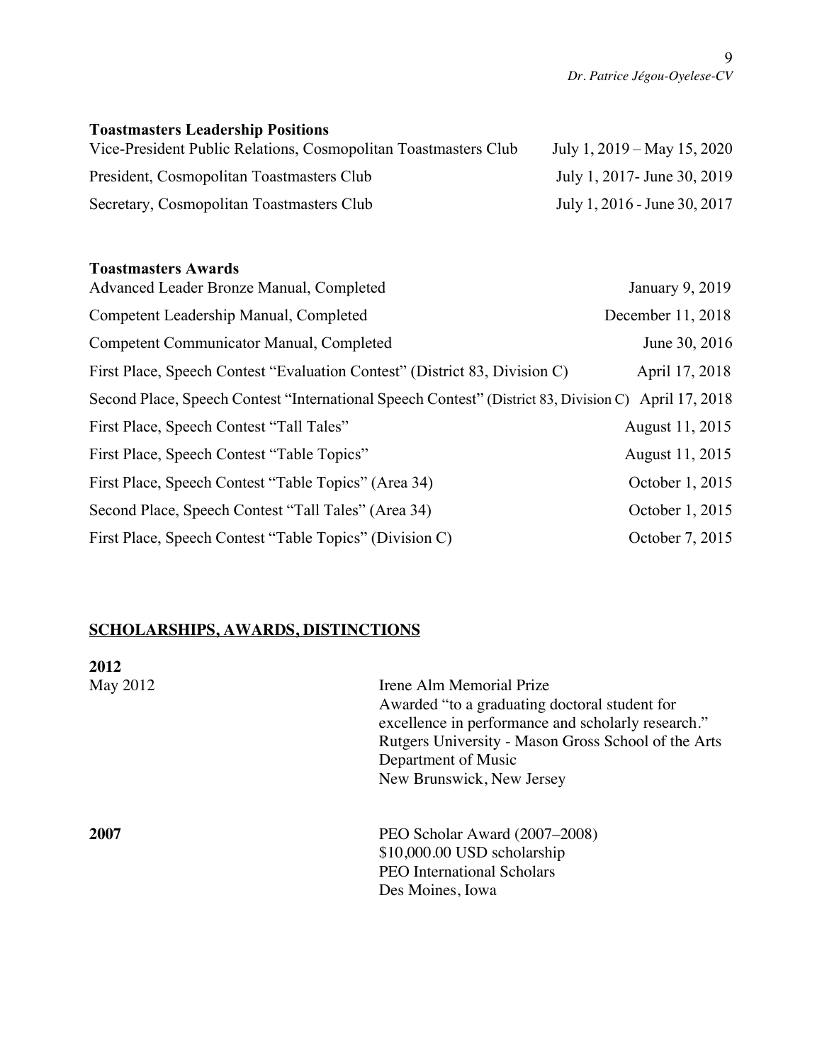### Toastmasters Leadership Positions

| | |
|---|---|
| Vice-President Public Relations, Cosmopolitan Toastmasters Club | July 1, 2019 – May 15, 2020 |
| President, Cosmopolitan Toastmasters Club | July 1, 2017- June 30, 2019 |
| Secretary, Cosmopolitan Toastmasters Club | July 1, 2016 - June 30, 2017 |

### Toastmasters Awards

| | |
|---|---|
| Advanced Leader Bronze Manual, Completed | January 9, 2019 |
| Competent Leadership Manual, Completed | December 11, 2018 |
| Competent Communicator Manual, Completed | June 30, 2016 |
| First Place, Speech Contest "Evaluation Contest" (District 83, Division C) | April 17, 2018 |
| Second Place, Speech Contest "International Speech Contest" (District 83, Division C) | April 17, 2018 |
| First Place, Speech Contest "Tall Tales" | August 11, 2015 |
| First Place, Speech Contest "Table Topics" | August 11, 2015 |
| First Place, Speech Contest "Table Topics" (Area 34) | October 1, 2015 |
| Second Place, Speech Contest "Tall Tales" (Area 34) | October 1, 2015 |
| First Place, Speech Contest "Table Topics" (Division C) | October 7, 2015 |

## SCHOLARSHIPS, AWARDS, DISTINCTIONS

**2012**

May 2012

Irene Alm Memorial Prize
Awarded "to a graduating doctoral student for excellence in performance and scholarly research."
Rutgers University - Mason Gross School of the Arts
Department of Music
New Brunswick, New Jersey

**2007**

PEO Scholar Award (2007–2008)
$10,000.00 USD scholarship
PEO International Scholars
Des Moines, Iowa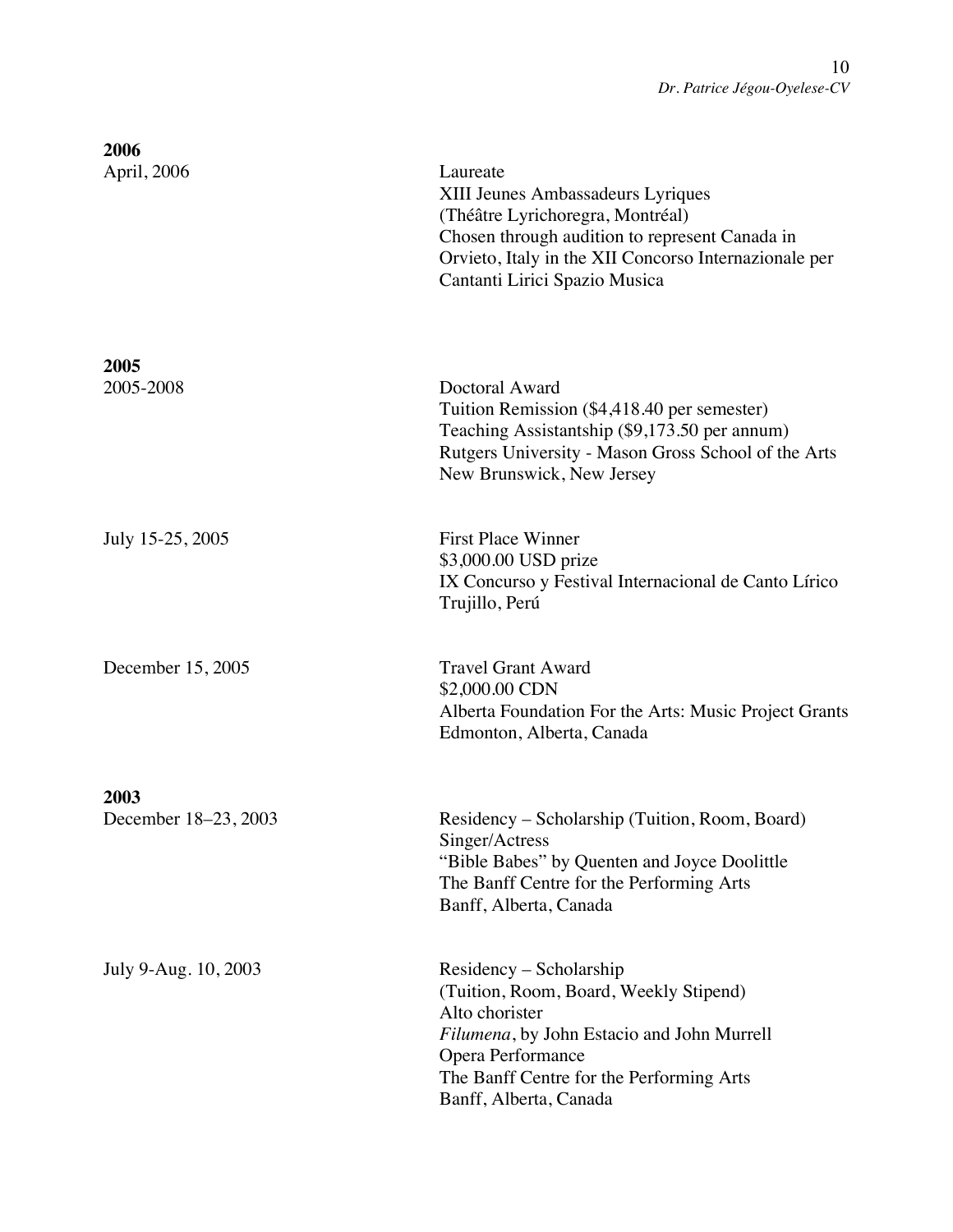**2006**

April, 2006

Laureate
XIII Jeunes Ambassadeurs Lyriques
(Théâtre Lyrichoregra, Montréal)
Chosen through audition to represent Canada in Orvieto, Italy in the XII Concorso Internazionale per Cantanti Lirici Spazio Musica

**2005**

2005-2008

Doctoral Award
Tuition Remission ($4,418.40 per semester)
Teaching Assistantship ($9,173.50 per annum)
Rutgers University - Mason Gross School of the Arts
New Brunswick, New Jersey

July 15-25, 2005

First Place Winner
$3,000.00 USD prize
IX Concurso y Festival Internacional de Canto Lírico
Trujillo, Perú

December 15, 2005

Travel Grant Award
$2,000.00 CDN
Alberta Foundation For the Arts: Music Project Grants
Edmonton, Alberta, Canada

**2003**

December 18–23, 2003

Residency – Scholarship (Tuition, Room, Board)
Singer/Actress
"Bible Babes" by Quenten and Joyce Doolittle
The Banff Centre for the Performing Arts
Banff, Alberta, Canada

July 9-Aug. 10, 2003

Residency – Scholarship
(Tuition, Room, Board, Weekly Stipend)
Alto chorister
*Filumena*, by John Estacio and John Murrell
Opera Performance
The Banff Centre for the Performing Arts
Banff, Alberta, Canada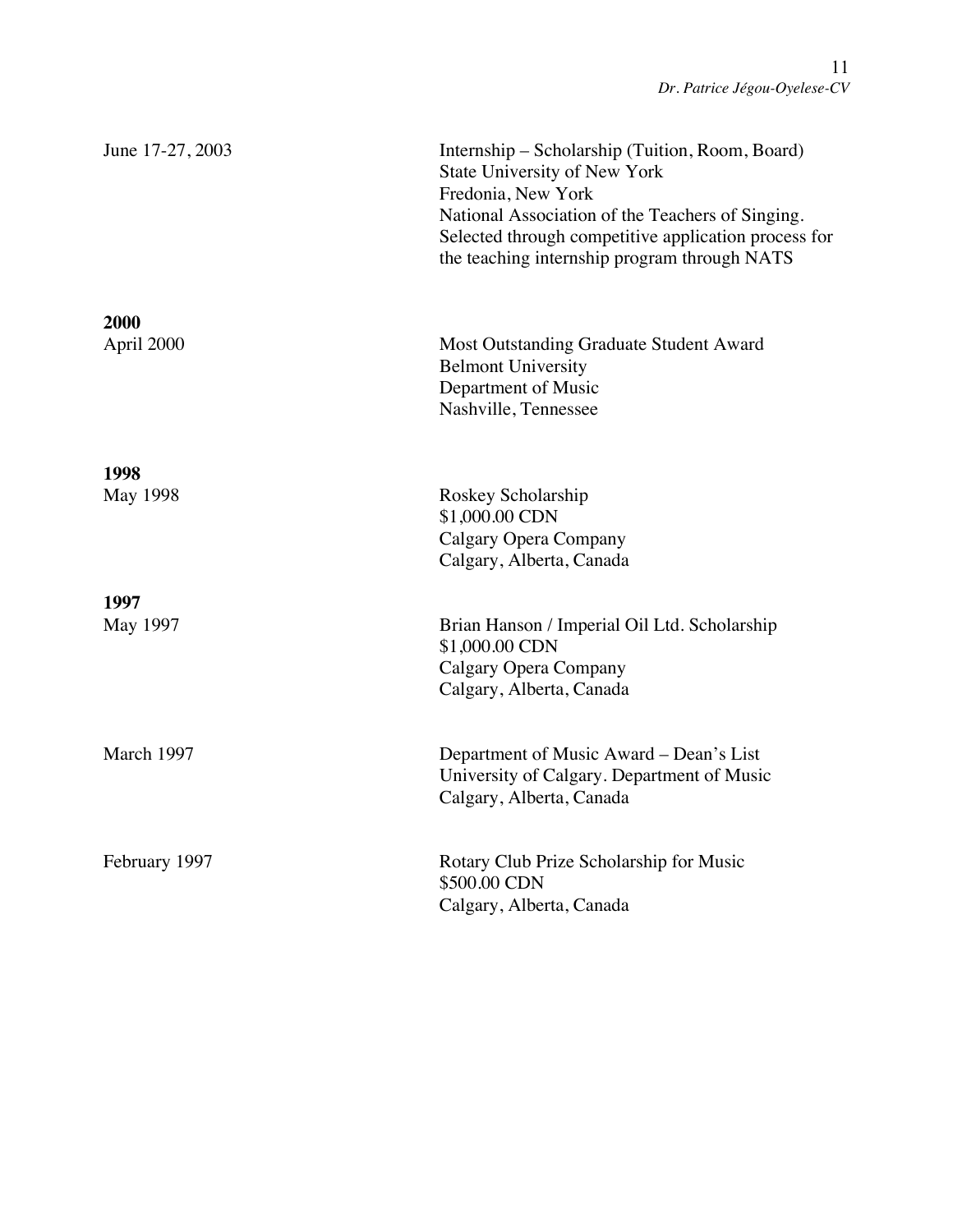June 17-27, 2003

Internship – Scholarship (Tuition, Room, Board)
State University of New York
Fredonia, New York
National Association of the Teachers of Singing.
Selected through competitive application process for the teaching internship program through NATS

**2000**

April 2000

Most Outstanding Graduate Student Award
Belmont University
Department of Music
Nashville, Tennessee

**1998**

May 1998

Roskey Scholarship
$1,000.00 CDN
Calgary Opera Company
Calgary, Alberta, Canada

**1997**

May 1997

Brian Hanson / Imperial Oil Ltd. Scholarship
$1,000.00 CDN
Calgary Opera Company
Calgary, Alberta, Canada

March 1997

Department of Music Award – Dean's List
University of Calgary. Department of Music
Calgary, Alberta, Canada

February 1997

Rotary Club Prize Scholarship for Music
$500.00 CDN
Calgary, Alberta, Canada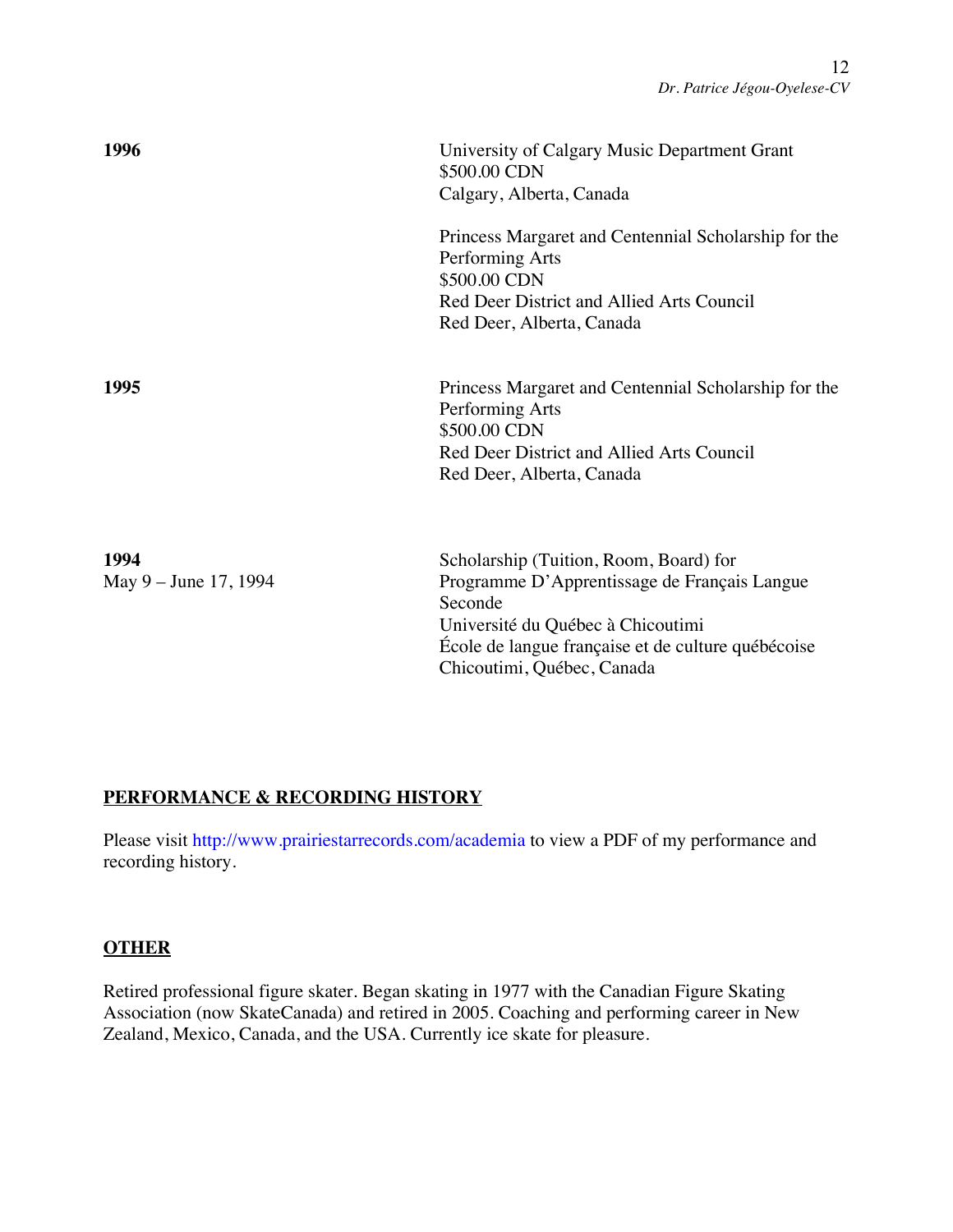**1996**

University of Calgary Music Department Grant
$500.00 CDN
Calgary, Alberta, Canada

Princess Margaret and Centennial Scholarship for the Performing Arts
$500.00 CDN
Red Deer District and Allied Arts Council
Red Deer, Alberta, Canada

**1995**

Princess Margaret and Centennial Scholarship for the Performing Arts
$500.00 CDN
Red Deer District and Allied Arts Council
Red Deer, Alberta, Canada

**1994**
May 9 – June 17, 1994

Scholarship (Tuition, Room, Board) for Programme D'Apprentissage de Français Langue Seconde
Université du Québec à Chicoutimi
École de langue française et de culture québécoise
Chicoutimi, Québec, Canada

## PERFORMANCE & RECORDING HISTORY

Please visit http://www.prairiestarrecords.com/academia to view a PDF of my performance and recording history.

## OTHER

Retired professional figure skater. Began skating in 1977 with the Canadian Figure Skating Association (now SkateCanada) and retired in 2005. Coaching and performing career in New Zealand, Mexico, Canada, and the USA. Currently ice skate for pleasure.